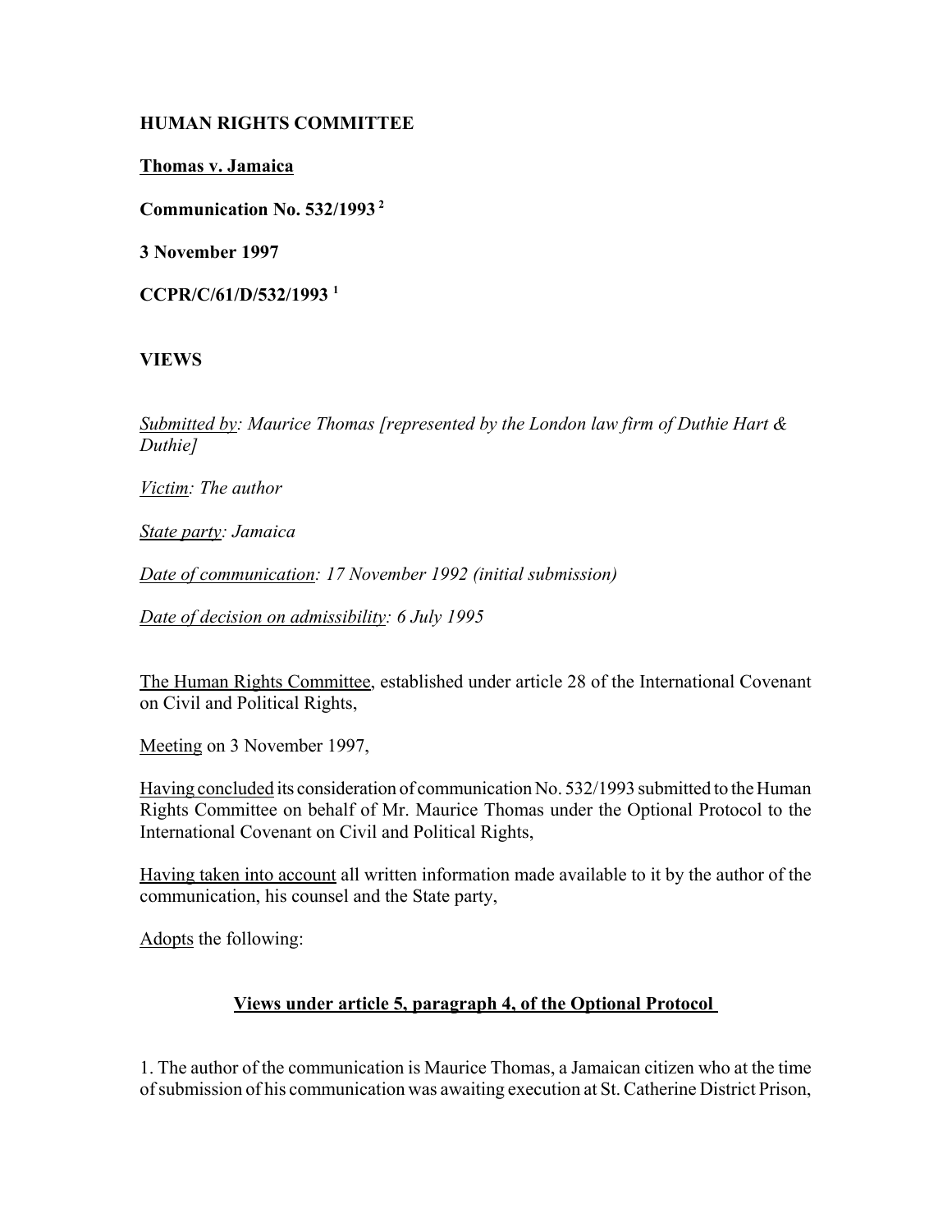**HUMAN RIGHTS COMMITTEE**

**Thomas v. Jamaica**

**Communication No. 532/1993** [2]

**3 November 1997**

**CCPR/C/61/D/532/1993** [1]

**VIEWS**

*Submitted by: Maurice Thomas [represented by the London law firm of Duthie Hart & Duthie]*

*Victim: The author*

*State party: Jamaica*

*Date of communication: 17 November 1992 (initial submission)*

*Date of decision on admissibility: 6 July 1995*

The Human Rights Committee, established under article 28 of the International Covenant on Civil and Political Rights,

Meeting on 3 November 1997,

Having concluded its consideration of communication No. 532/1993 submitted to the Human Rights Committee on behalf of Mr. Maurice Thomas under the Optional Protocol to the International Covenant on Civil and Political Rights,

Having taken into account all written information made available to it by the author of the communication, his counsel and the State party,

Adopts the following:

**Views under article 5, paragraph 4, of the Optional Protocol**

1. The author of the communication is Maurice Thomas, a Jamaican citizen who at the time of submission of his communication was awaiting execution at St. Catherine District Prison,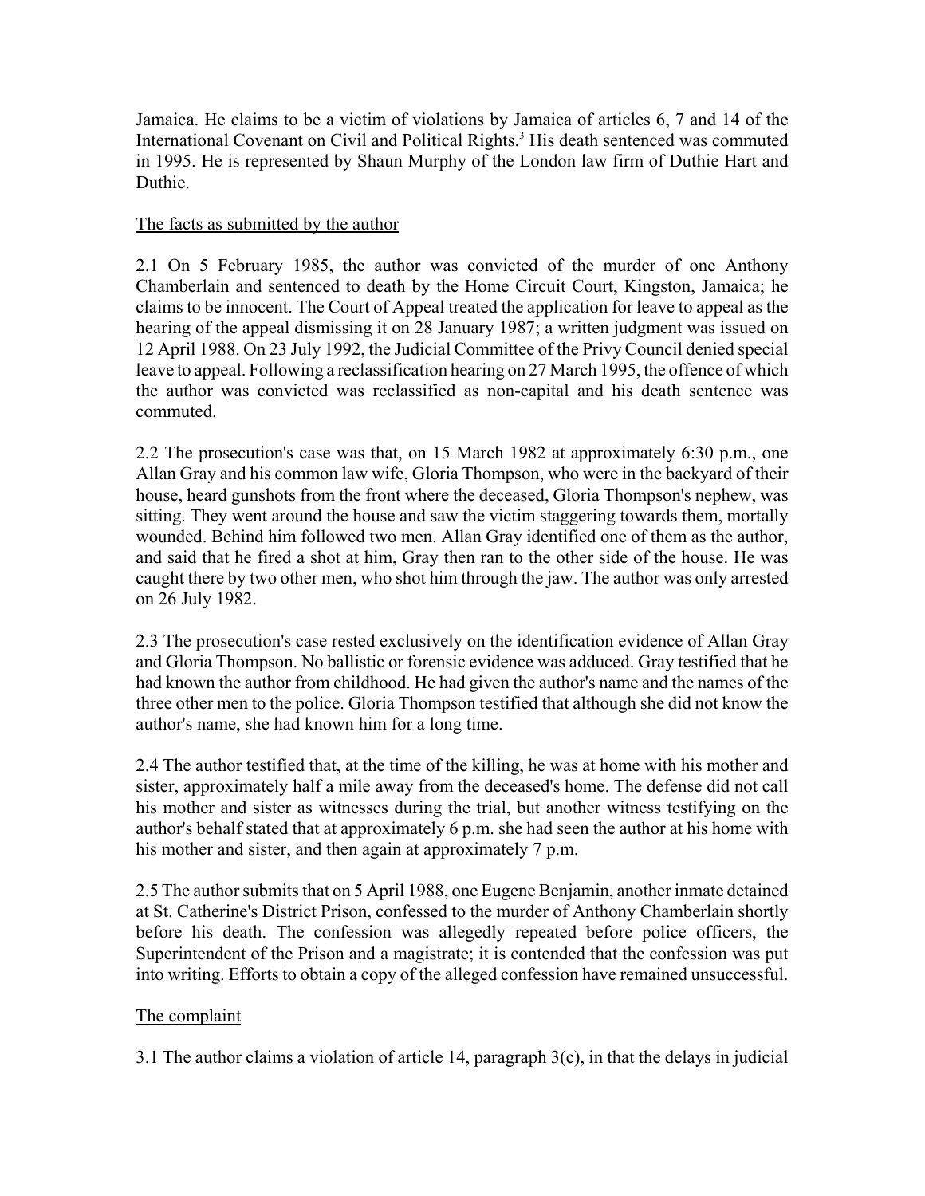Jamaica. He claims to be a victim of violations by Jamaica of articles 6, 7 and 14 of the International Covenant on Civil and Political Rights.[3] His death sentenced was commuted in 1995. He is represented by Shaun Murphy of the London law firm of Duthie Hart and Duthie.

The facts as submitted by the author

2.1 On 5 February 1985, the author was convicted of the murder of one Anthony Chamberlain and sentenced to death by the Home Circuit Court, Kingston, Jamaica; he claims to be innocent. The Court of Appeal treated the application for leave to appeal as the hearing of the appeal dismissing it on 28 January 1987; a written judgment was issued on 12 April 1988. On 23 July 1992, the Judicial Committee of the Privy Council denied special leave to appeal. Following a reclassification hearing on 27 March 1995, the offence of which the author was convicted was reclassified as non-capital and his death sentence was commuted.

2.2 The prosecution's case was that, on 15 March 1982 at approximately 6:30 p.m., one Allan Gray and his common law wife, Gloria Thompson, who were in the backyard of their house, heard gunshots from the front where the deceased, Gloria Thompson's nephew, was sitting. They went around the house and saw the victim staggering towards them, mortally wounded. Behind him followed two men. Allan Gray identified one of them as the author, and said that he fired a shot at him, Gray then ran to the other side of the house. He was caught there by two other men, who shot him through the jaw. The author was only arrested on 26 July 1982.

2.3 The prosecution's case rested exclusively on the identification evidence of Allan Gray and Gloria Thompson. No ballistic or forensic evidence was adduced. Gray testified that he had known the author from childhood. He had given the author's name and the names of the three other men to the police. Gloria Thompson testified that although she did not know the author's name, she had known him for a long time.

2.4 The author testified that, at the time of the killing, he was at home with his mother and sister, approximately half a mile away from the deceased's home. The defense did not call his mother and sister as witnesses during the trial, but another witness testifying on the author's behalf stated that at approximately 6 p.m. she had seen the author at his home with his mother and sister, and then again at approximately 7 p.m.

2.5 The author submits that on 5 April 1988, one Eugene Benjamin, another inmate detained at St. Catherine's District Prison, confessed to the murder of Anthony Chamberlain shortly before his death. The confession was allegedly repeated before police officers, the Superintendent of the Prison and a magistrate; it is contended that the confession was put into writing. Efforts to obtain a copy of the alleged confession have remained unsuccessful.

The complaint

3.1 The author claims a violation of article 14, paragraph 3(c), in that the delays in judicial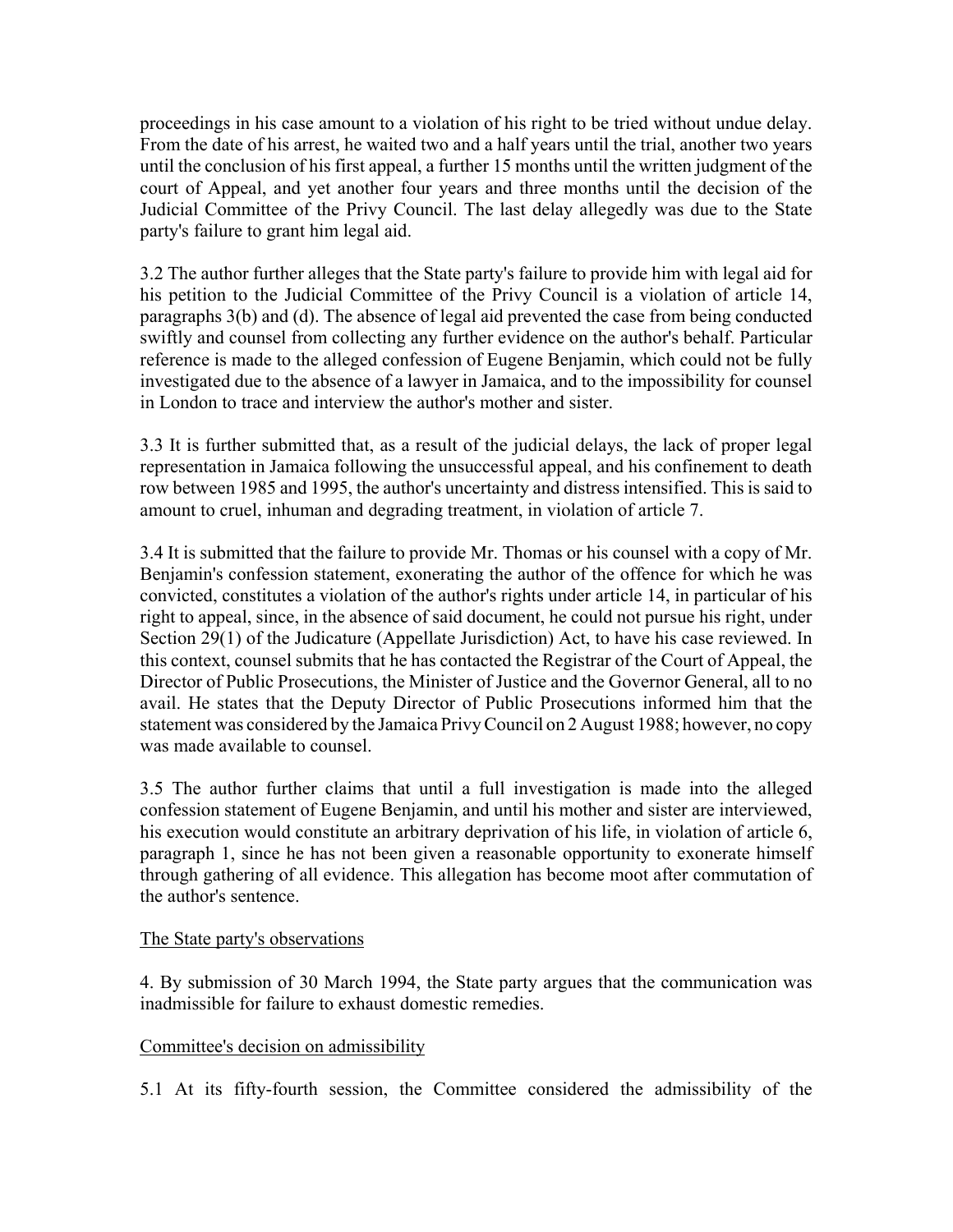proceedings in his case amount to a violation of his right to be tried without undue delay. From the date of his arrest, he waited two and a half years until the trial, another two years until the conclusion of his first appeal, a further 15 months until the written judgment of the court of Appeal, and yet another four years and three months until the decision of the Judicial Committee of the Privy Council. The last delay allegedly was due to the State party's failure to grant him legal aid.

3.2 The author further alleges that the State party's failure to provide him with legal aid for his petition to the Judicial Committee of the Privy Council is a violation of article 14, paragraphs 3(b) and (d). The absence of legal aid prevented the case from being conducted swiftly and counsel from collecting any further evidence on the author's behalf. Particular reference is made to the alleged confession of Eugene Benjamin, which could not be fully investigated due to the absence of a lawyer in Jamaica, and to the impossibility for counsel in London to trace and interview the author's mother and sister.

3.3 It is further submitted that, as a result of the judicial delays, the lack of proper legal representation in Jamaica following the unsuccessful appeal, and his confinement to death row between 1985 and 1995, the author's uncertainty and distress intensified. This is said to amount to cruel, inhuman and degrading treatment, in violation of article 7.

3.4 It is submitted that the failure to provide Mr. Thomas or his counsel with a copy of Mr. Benjamin's confession statement, exonerating the author of the offence for which he was convicted, constitutes a violation of the author's rights under article 14, in particular of his right to appeal, since, in the absence of said document, he could not pursue his right, under Section 29(1) of the Judicature (Appellate Jurisdiction) Act, to have his case reviewed. In this context, counsel submits that he has contacted the Registrar of the Court of Appeal, the Director of Public Prosecutions, the Minister of Justice and the Governor General, all to no avail. He states that the Deputy Director of Public Prosecutions informed him that the statement was considered by the Jamaica Privy Council on 2 August 1988; however, no copy was made available to counsel.

3.5 The author further claims that until a full investigation is made into the alleged confession statement of Eugene Benjamin, and until his mother and sister are interviewed, his execution would constitute an arbitrary deprivation of his life, in violation of article 6, paragraph 1, since he has not been given a reasonable opportunity to exonerate himself through gathering of all evidence. This allegation has become moot after commutation of the author's sentence.

## The State party's observations

4. By submission of 30 March 1994, the State party argues that the communication was inadmissible for failure to exhaust domestic remedies.

## Committee's decision on admissibility

5.1 At its fifty-fourth session, the Committee considered the admissibility of the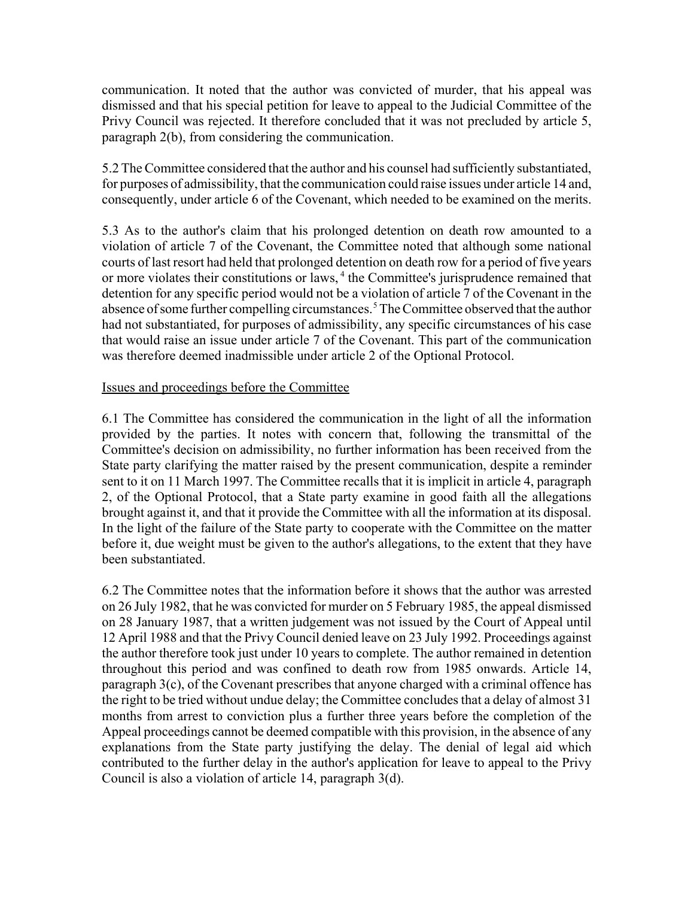communication. It noted that the author was convicted of murder, that his appeal was dismissed and that his special petition for leave to appeal to the Judicial Committee of the Privy Council was rejected. It therefore concluded that it was not precluded by article 5, paragraph 2(b), from considering the communication.

5.2 The Committee considered that the author and his counsel had sufficiently substantiated, for purposes of admissibility, that the communication could raise issues under article 14 and, consequently, under article 6 of the Covenant, which needed to be examined on the merits.

5.3 As to the author's claim that his prolonged detention on death row amounted to a violation of article 7 of the Covenant, the Committee noted that although some national courts of last resort had held that prolonged detention on death row for a period of five years or more violates their constitutions or laws,[4] the Committee's jurisprudence remained that detention for any specific period would not be a violation of article 7 of the Covenant in the absence of some further compelling circumstances.[5] The Committee observed that the author had not substantiated, for purposes of admissibility, any specific circumstances of his case that would raise an issue under article 7 of the Covenant. This part of the communication was therefore deemed inadmissible under article 2 of the Optional Protocol.

Issues and proceedings before the Committee

6.1 The Committee has considered the communication in the light of all the information provided by the parties. It notes with concern that, following the transmittal of the Committee's decision on admissibility, no further information has been received from the State party clarifying the matter raised by the present communication, despite a reminder sent to it on 11 March 1997. The Committee recalls that it is implicit in article 4, paragraph 2, of the Optional Protocol, that a State party examine in good faith all the allegations brought against it, and that it provide the Committee with all the information at its disposal. In the light of the failure of the State party to cooperate with the Committee on the matter before it, due weight must be given to the author's allegations, to the extent that they have been substantiated.

6.2 The Committee notes that the information before it shows that the author was arrested on 26 July 1982, that he was convicted for murder on 5 February 1985, the appeal dismissed on 28 January 1987, that a written judgement was not issued by the Court of Appeal until 12 April 1988 and that the Privy Council denied leave on 23 July 1992. Proceedings against the author therefore took just under 10 years to complete. The author remained in detention throughout this period and was confined to death row from 1985 onwards. Article 14, paragraph 3(c), of the Covenant prescribes that anyone charged with a criminal offence has the right to be tried without undue delay; the Committee concludes that a delay of almost 31 months from arrest to conviction plus a further three years before the completion of the Appeal proceedings cannot be deemed compatible with this provision, in the absence of any explanations from the State party justifying the delay. The denial of legal aid which contributed to the further delay in the author's application for leave to appeal to the Privy Council is also a violation of article 14, paragraph 3(d).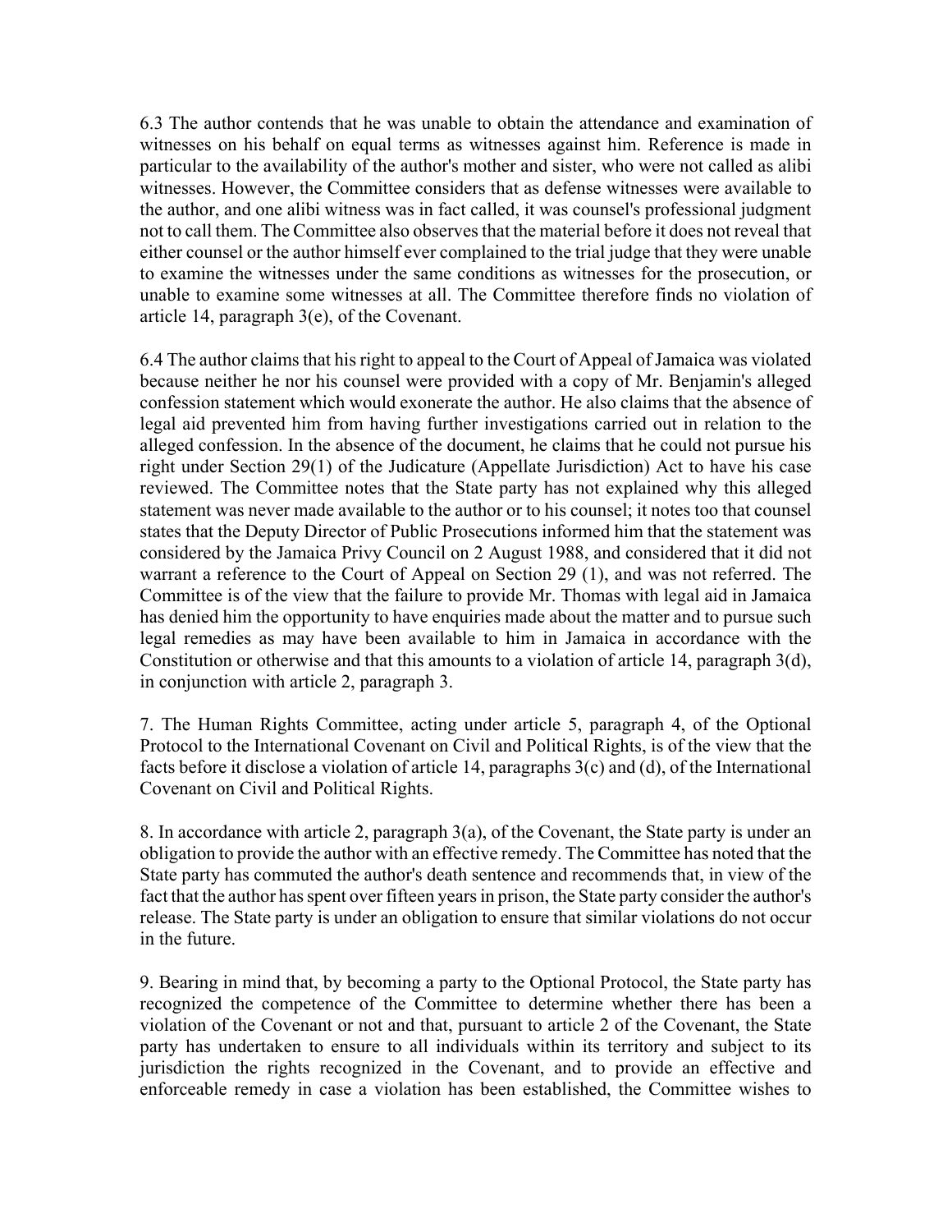6.3 The author contends that he was unable to obtain the attendance and examination of witnesses on his behalf on equal terms as witnesses against him. Reference is made in particular to the availability of the author's mother and sister, who were not called as alibi witnesses. However, the Committee considers that as defense witnesses were available to the author, and one alibi witness was in fact called, it was counsel's professional judgment not to call them. The Committee also observes that the material before it does not reveal that either counsel or the author himself ever complained to the trial judge that they were unable to examine the witnesses under the same conditions as witnesses for the prosecution, or unable to examine some witnesses at all. The Committee therefore finds no violation of article 14, paragraph 3(e), of the Covenant.

6.4 The author claims that his right to appeal to the Court of Appeal of Jamaica was violated because neither he nor his counsel were provided with a copy of Mr. Benjamin's alleged confession statement which would exonerate the author. He also claims that the absence of legal aid prevented him from having further investigations carried out in relation to the alleged confession. In the absence of the document, he claims that he could not pursue his right under Section 29(1) of the Judicature (Appellate Jurisdiction) Act to have his case reviewed. The Committee notes that the State party has not explained why this alleged statement was never made available to the author or to his counsel; it notes too that counsel states that the Deputy Director of Public Prosecutions informed him that the statement was considered by the Jamaica Privy Council on 2 August 1988, and considered that it did not warrant a reference to the Court of Appeal on Section 29 (1), and was not referred. The Committee is of the view that the failure to provide Mr. Thomas with legal aid in Jamaica has denied him the opportunity to have enquiries made about the matter and to pursue such legal remedies as may have been available to him in Jamaica in accordance with the Constitution or otherwise and that this amounts to a violation of article 14, paragraph 3(d), in conjunction with article 2, paragraph 3.

7. The Human Rights Committee, acting under article 5, paragraph 4, of the Optional Protocol to the International Covenant on Civil and Political Rights, is of the view that the facts before it disclose a violation of article 14, paragraphs 3(c) and (d), of the International Covenant on Civil and Political Rights.

8. In accordance with article 2, paragraph 3(a), of the Covenant, the State party is under an obligation to provide the author with an effective remedy. The Committee has noted that the State party has commuted the author's death sentence and recommends that, in view of the fact that the author has spent over fifteen years in prison, the State party consider the author's release. The State party is under an obligation to ensure that similar violations do not occur in the future.

9. Bearing in mind that, by becoming a party to the Optional Protocol, the State party has recognized the competence of the Committee to determine whether there has been a violation of the Covenant or not and that, pursuant to article 2 of the Covenant, the State party has undertaken to ensure to all individuals within its territory and subject to its jurisdiction the rights recognized in the Covenant, and to provide an effective and enforceable remedy in case a violation has been established, the Committee wishes to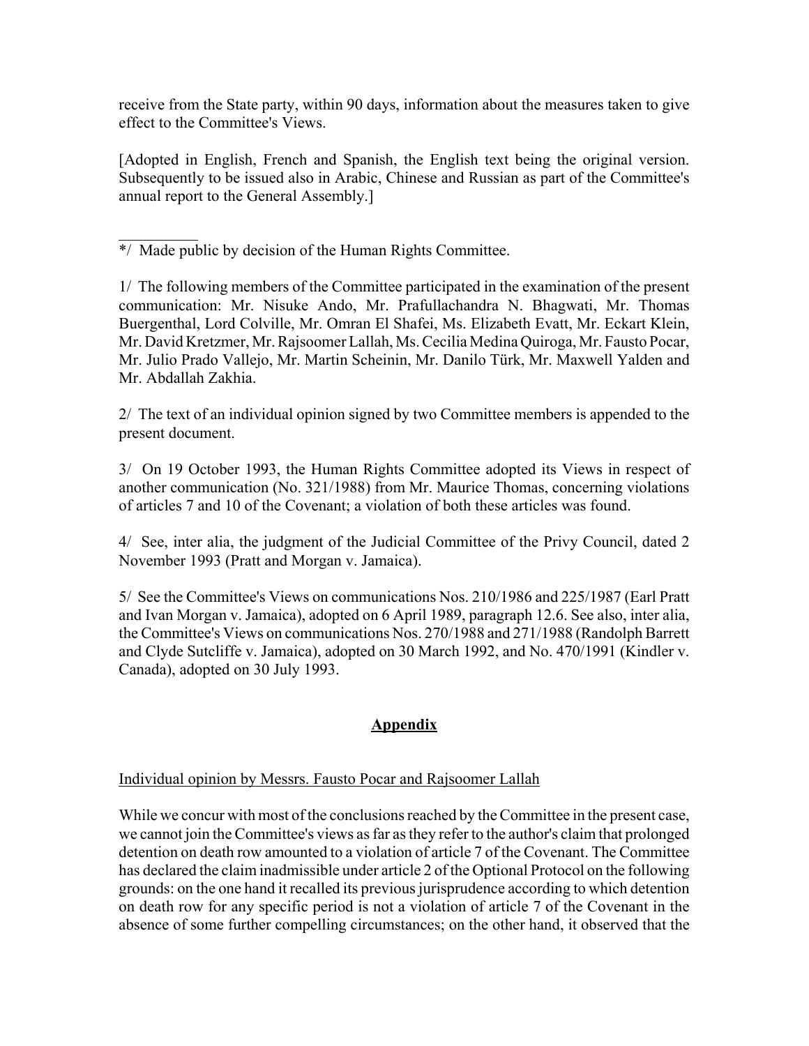receive from the State party, within 90 days, information about the measures taken to give effect to the Committee's Views.

[Adopted in English, French and Spanish, the English text being the original version. Subsequently to be issued also in Arabic, Chinese and Russian as part of the Committee's annual report to the General Assembly.]

__________

*/ Made public by decision of the Human Rights Committee.

1/ The following members of the Committee participated in the examination of the present communication: Mr. Nisuke Ando, Mr. Prafullachandra N. Bhagwati, Mr. Thomas Buergenthal, Lord Colville, Mr. Omran El Shafei, Ms. Elizabeth Evatt, Mr. Eckart Klein, Mr. David Kretzmer, Mr. Rajsoomer Lallah, Ms. Cecilia Medina Quiroga, Mr. Fausto Pocar, Mr. Julio Prado Vallejo, Mr. Martin Scheinin, Mr. Danilo Türk, Mr. Maxwell Yalden and Mr. Abdallah Zakhia.

2/ The text of an individual opinion signed by two Committee members is appended to the present document.

3/ On 19 October 1993, the Human Rights Committee adopted its Views in respect of another communication (No. 321/1988) from Mr. Maurice Thomas, concerning violations of articles 7 and 10 of the Covenant; a violation of both these articles was found.

4/ See, inter alia, the judgment of the Judicial Committee of the Privy Council, dated 2 November 1993 (Pratt and Morgan v. Jamaica).

5/ See the Committee's Views on communications Nos. 210/1986 and 225/1987 (Earl Pratt and Ivan Morgan v. Jamaica), adopted on 6 April 1989, paragraph 12.6. See also, inter alia, the Committee's Views on communications Nos. 270/1988 and 271/1988 (Randolph Barrett and Clyde Sutcliffe v. Jamaica), adopted on 30 March 1992, and No. 470/1991 (Kindler v. Canada), adopted on 30 July 1993.

## Appendix

Individual opinion by Messrs. Fausto Pocar and Rajsoomer Lallah

While we concur with most of the conclusions reached by the Committee in the present case, we cannot join the Committee's views as far as they refer to the author's claim that prolonged detention on death row amounted to a violation of article 7 of the Covenant. The Committee has declared the claim inadmissible under article 2 of the Optional Protocol on the following grounds: on the one hand it recalled its previous jurisprudence according to which detention on death row for any specific period is not a violation of article 7 of the Covenant in the absence of some further compelling circumstances; on the other hand, it observed that the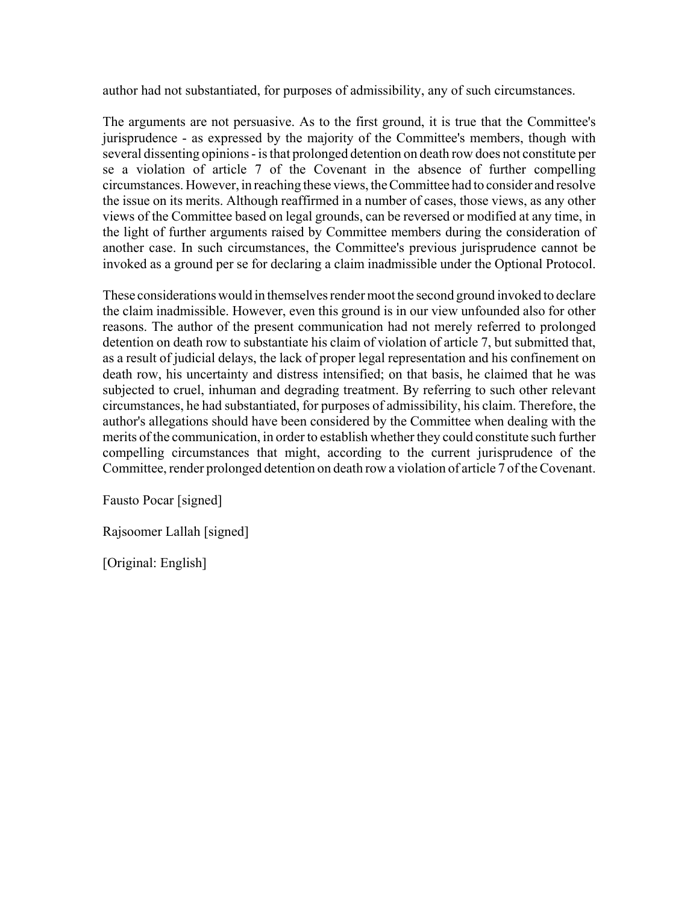author had not substantiated, for purposes of admissibility, any of such circumstances.

The arguments are not persuasive. As to the first ground, it is true that the Committee's jurisprudence - as expressed by the majority of the Committee's members, though with several dissenting opinions - is that prolonged detention on death row does not constitute per se a violation of article 7 of the Covenant in the absence of further compelling circumstances. However, in reaching these views, the Committee had to consider and resolve the issue on its merits. Although reaffirmed in a number of cases, those views, as any other views of the Committee based on legal grounds, can be reversed or modified at any time, in the light of further arguments raised by Committee members during the consideration of another case. In such circumstances, the Committee's previous jurisprudence cannot be invoked as a ground per se for declaring a claim inadmissible under the Optional Protocol.

These considerations would in themselves render moot the second ground invoked to declare the claim inadmissible. However, even this ground is in our view unfounded also for other reasons. The author of the present communication had not merely referred to prolonged detention on death row to substantiate his claim of violation of article 7, but submitted that, as a result of judicial delays, the lack of proper legal representation and his confinement on death row, his uncertainty and distress intensified; on that basis, he claimed that he was subjected to cruel, inhuman and degrading treatment. By referring to such other relevant circumstances, he had substantiated, for purposes of admissibility, his claim. Therefore, the author's allegations should have been considered by the Committee when dealing with the merits of the communication, in order to establish whether they could constitute such further compelling circumstances that might, according to the current jurisprudence of the Committee, render prolonged detention on death row a violation of article 7 of the Covenant.

Fausto Pocar [signed]

Rajsoomer Lallah [signed]

[Original: English]